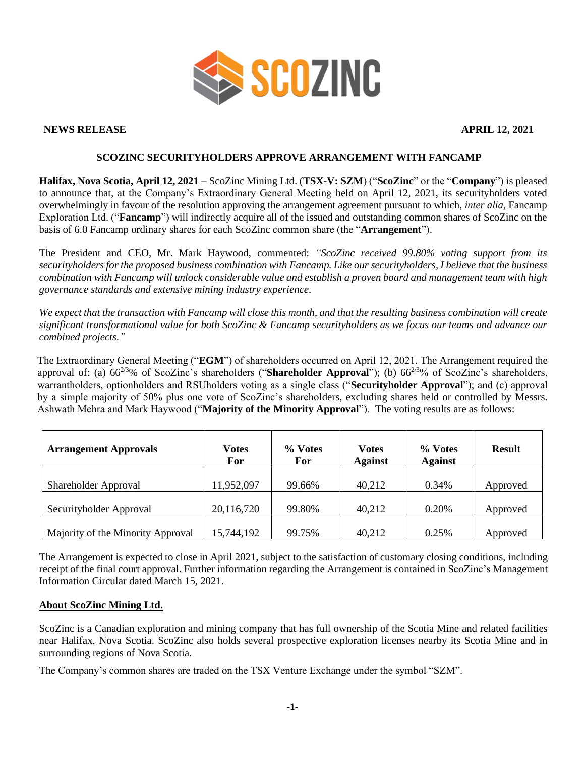**NEWS RELEASE** **APRIL 12, 2021**

# SCOZINC SECURITYHOLDERS APPROVE ARRANGEMENT WITH FANCAMP

**Halifax, Nova Scotia, April 12, 2021 –** ScoZinc Mining Ltd. (**TSX-V: SZM**) ("**ScoZinc**" or the "**Company**") is pleased to announce that, at the Company's Extraordinary General Meeting held on April 12, 2021, its securityholders voted overwhelmingly in favour of the resolution approving the arrangement agreement pursuant to which, *inter alia*, Fancamp Exploration Ltd. ("**Fancamp**") will indirectly acquire all of the issued and outstanding common shares of ScoZinc on the basis of 6.0 Fancamp ordinary shares for each ScoZinc common share (the "**Arrangement**").

The President and CEO, Mr. Mark Haywood, commented: *"ScoZinc received 99.80% voting support from its securityholders for the proposed business combination with Fancamp. Like our securityholders, I believe that the business combination with Fancamp will unlock considerable value and establish a proven board and management team with high governance standards and extensive mining industry experience.*

*We expect that the transaction with Fancamp will close this month, and that the resulting business combination will create significant transformational value for both ScoZinc & Fancamp securityholders as we focus our teams and advance our combined projects."*

The Extraordinary General Meeting ("**EGM**") of shareholders occurred on April 12, 2021. The Arrangement required the approval of: (a) $66^{2/3}$% of ScoZinc's shareholders ("**Shareholder Approval**"); (b) $66^{2/3}$% of ScoZinc's shareholders, warrantholders, optionholders and RSUholders voting as a single class ("**Securityholder Approval**"); and (c) approval by a simple majority of 50% plus one vote of ScoZinc's shareholders, excluding shares held or controlled by Messrs. Ashwath Mehra and Mark Haywood ("**Majority of the Minority Approval**"). The voting results are as follows:

| Arrangement Approvals | Votes For | % Votes For | Votes Against | % Votes Against | Result |
|---|---|---|---|---|---|
| Shareholder Approval | 11,952,097 | 99.66% | 40,212 | 0.34% | Approved |
| Securityholder Approval | 20,116,720 | 99.80% | 40,212 | 0.20% | Approved |
| Majority of the Minority Approval | 15,744,192 | 99.75% | 40,212 | 0.25% | Approved |

The Arrangement is expected to close in April 2021, subject to the satisfaction of customary closing conditions, including receipt of the final court approval. Further information regarding the Arrangement is contained in ScoZinc's Management Information Circular dated March 15, 2021.

## About ScoZinc Mining Ltd.

ScoZinc is a Canadian exploration and mining company that has full ownership of the Scotia Mine and related facilities near Halifax, Nova Scotia. ScoZinc also holds several prospective exploration licenses nearby its Scotia Mine and in surrounding regions of Nova Scotia.

The Company's common shares are traded on the TSX Venture Exchange under the symbol "SZM".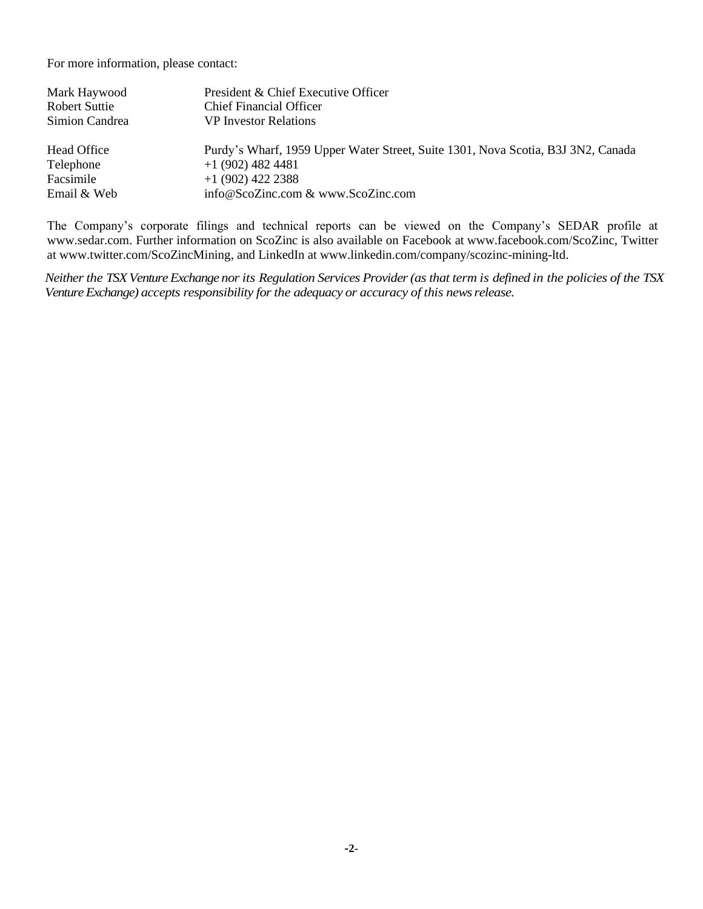For more information, please contact:

| | |
|---|---|
| Mark Haywood | President & Chief Executive Officer |
| Robert Suttie | Chief Financial Officer |
| Simion Candrea | VP Investor Relations |

| | |
|---|---|
| Head Office | Purdy's Wharf, 1959 Upper Water Street, Suite 1301, Nova Scotia, B3J 3N2, Canada |
| Telephone | +1 (902) 482 4481 |
| Facsimile | +1 (902) 422 2388 |
| Email & Web | info@ScoZinc.com & www.ScoZinc.com |

The Company's corporate filings and technical reports can be viewed on the Company's SEDAR profile at www.sedar.com. Further information on ScoZinc is also available on Facebook at www.facebook.com/ScoZinc, Twitter at www.twitter.com/ScoZincMining, and LinkedIn at www.linkedin.com/company/scozinc-mining-ltd.

*Neither the TSX Venture Exchange nor its Regulation Services Provider (as that term is defined in the policies of the TSX Venture Exchange) accepts responsibility for the adequacy or accuracy of this news release.*